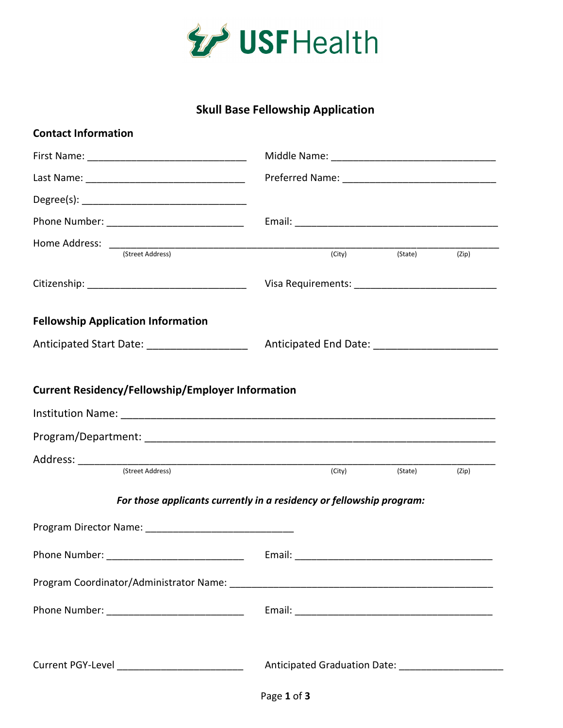USF Health

# Skull Base Fellowship Application

## Contact Information

First Name: ______________________________ Middle Name: ______________________________

Last Name: ______________________________ Preferred Name: ____________________________

Degree(s): _______________________________

Phone Number: __________________________ Email: _______________________________________

Home Address: _____________________________________________________________________
(Street Address) (City) (State) (Zip)

Citizenship: ______________________________ Visa Requirements: __________________________

## Fellowship Application Information

Anticipated Start Date: _________________ Anticipated End Date: _____________________

## Current Residency/Fellowship/Employer Information

Institution Name: __________________________________________________________________

Program/Department: ________________________________________________________________

Address: _________________________________________________________________________
(Street Address) (City) (State) (Zip)

***For those applicants currently in a residency or fellowship program:***

Program Director Name: ____________________________

Phone Number: __________________________ Email: ______________________________________

Program Coordinator/Administrator Name: _________________________________________________

Phone Number: __________________________ Email: ______________________________________

Current PGY-Level ______________________ Anticipated Graduation Date: ___________________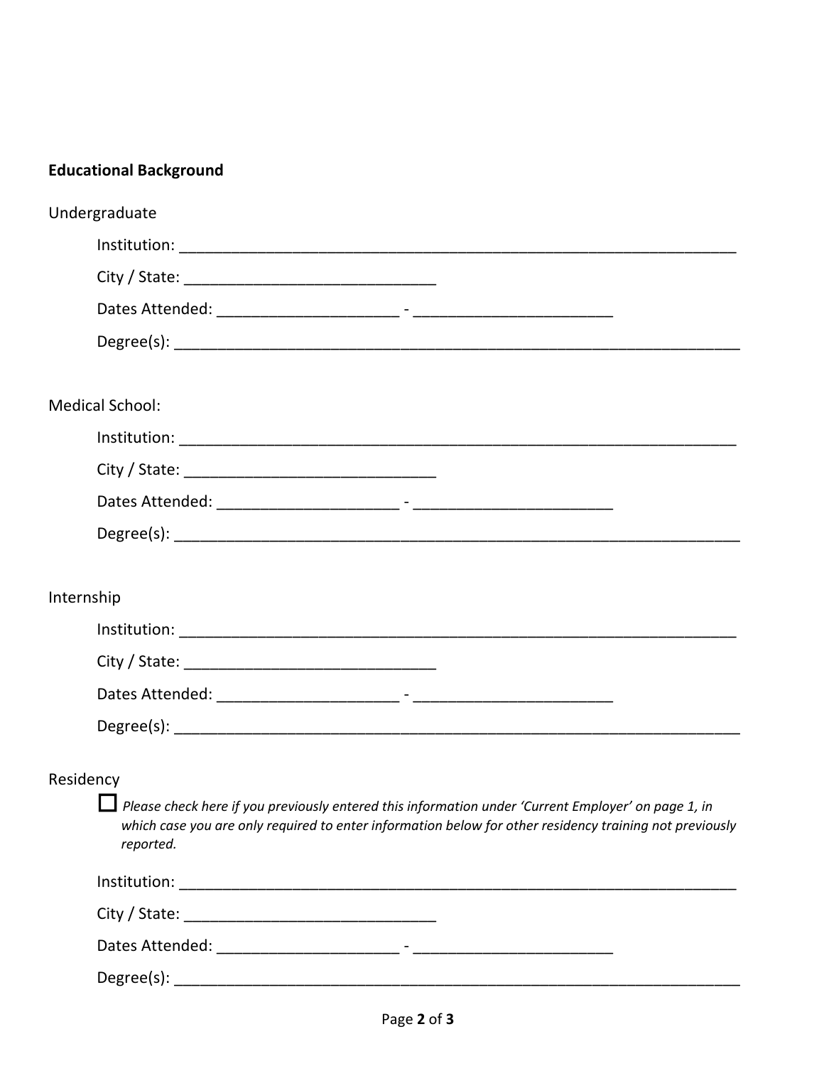**Educational Background**

Undergraduate

Institution: ______________________________________________________________________

City / State: ______________________________

Dates Attended: _____________________ - _______________________

Degree(s): ______________________________________________________________________

Medical School:

Institution: ______________________________________________________________________

City / State: ______________________________

Dates Attended: _____________________ - _______________________

Degree(s): ______________________________________________________________________

Internship

Institution: ______________________________________________________________________

City / State: ______________________________

Dates Attended: _____________________ - _______________________

Degree(s): ______________________________________________________________________

Residency

☐ *Please check here if you previously entered this information under 'Current Employer' on page 1, in which case you are only required to enter information below for other residency training not previously reported.*

Institution: ______________________________________________________________________

City / State: ______________________________

Dates Attended: _____________________ - _______________________

Degree(s): ______________________________________________________________________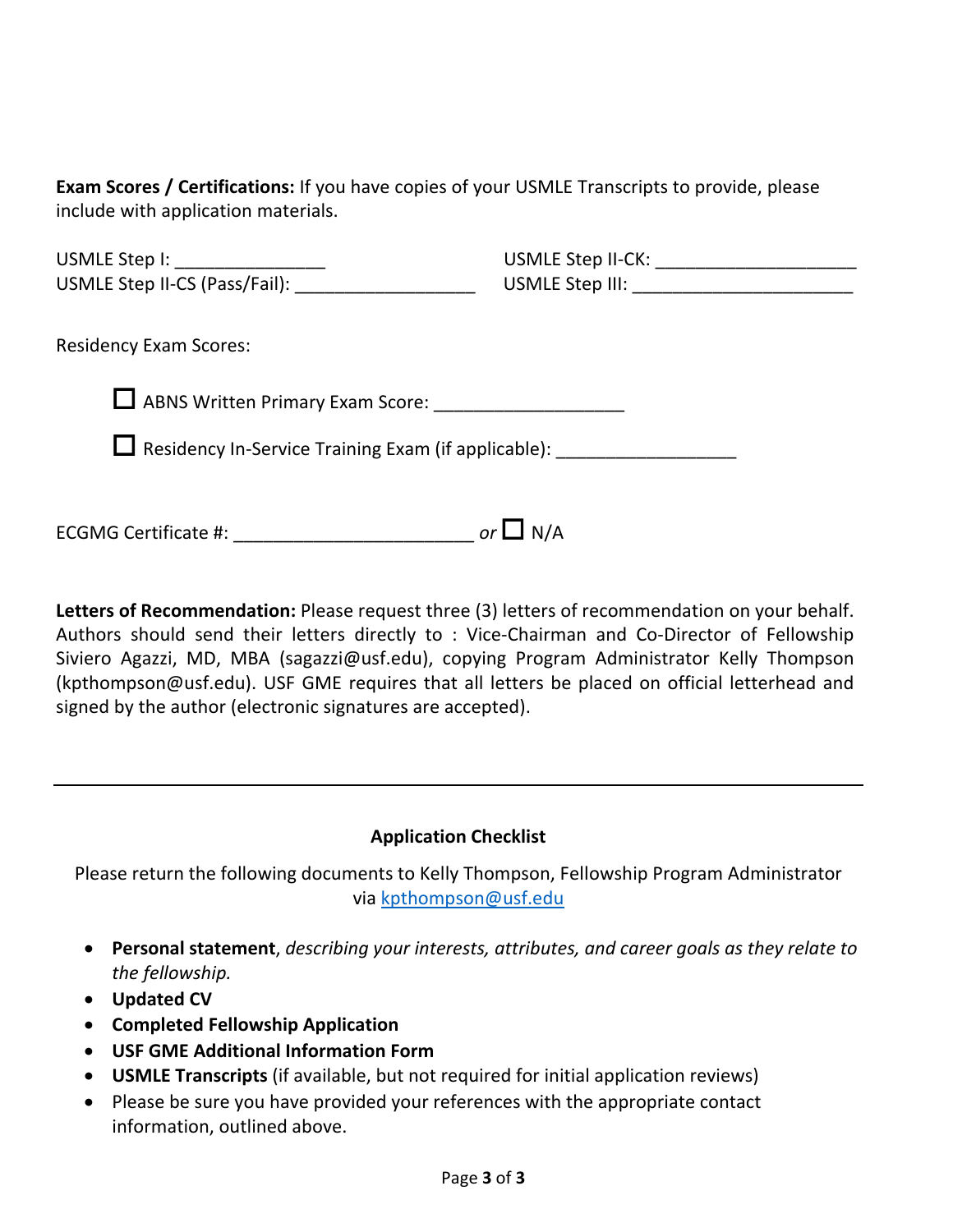**Exam Scores / Certifications:** If you have copies of your USMLE Transcripts to provide, please include with application materials.

USMLE Step I: _______________ USMLE Step II-CK: ____________________

USMLE Step II-CS (Pass/Fail): __________________ USMLE Step III: ______________________

Residency Exam Scores:

☐ ABNS Written Primary Exam Score: ___________________

☐ Residency In-Service Training Exam (if applicable): __________________

ECGMG Certificate #: ________________________ *or* ☐ N/A

**Letters of Recommendation:** Please request three (3) letters of recommendation on your behalf. Authors should send their letters directly to : Vice-Chairman and Co-Director of Fellowship Siviero Agazzi, MD, MBA (sagazzi@usf.edu), copying Program Administrator Kelly Thompson (kpthompson@usf.edu). USF GME requires that all letters be placed on official letterhead and signed by the author (electronic signatures are accepted).

---

**Application Checklist**

Please return the following documents to Kelly Thompson, Fellowship Program Administrator via kpthompson@usf.edu

- **Personal statement**, *describing your interests, attributes, and career goals as they relate to the fellowship.*
- **Updated CV**
- **Completed Fellowship Application**
- **USF GME Additional Information Form**
- **USMLE Transcripts** (if available, but not required for initial application reviews)
- Please be sure you have provided your references with the appropriate contact information, outlined above.